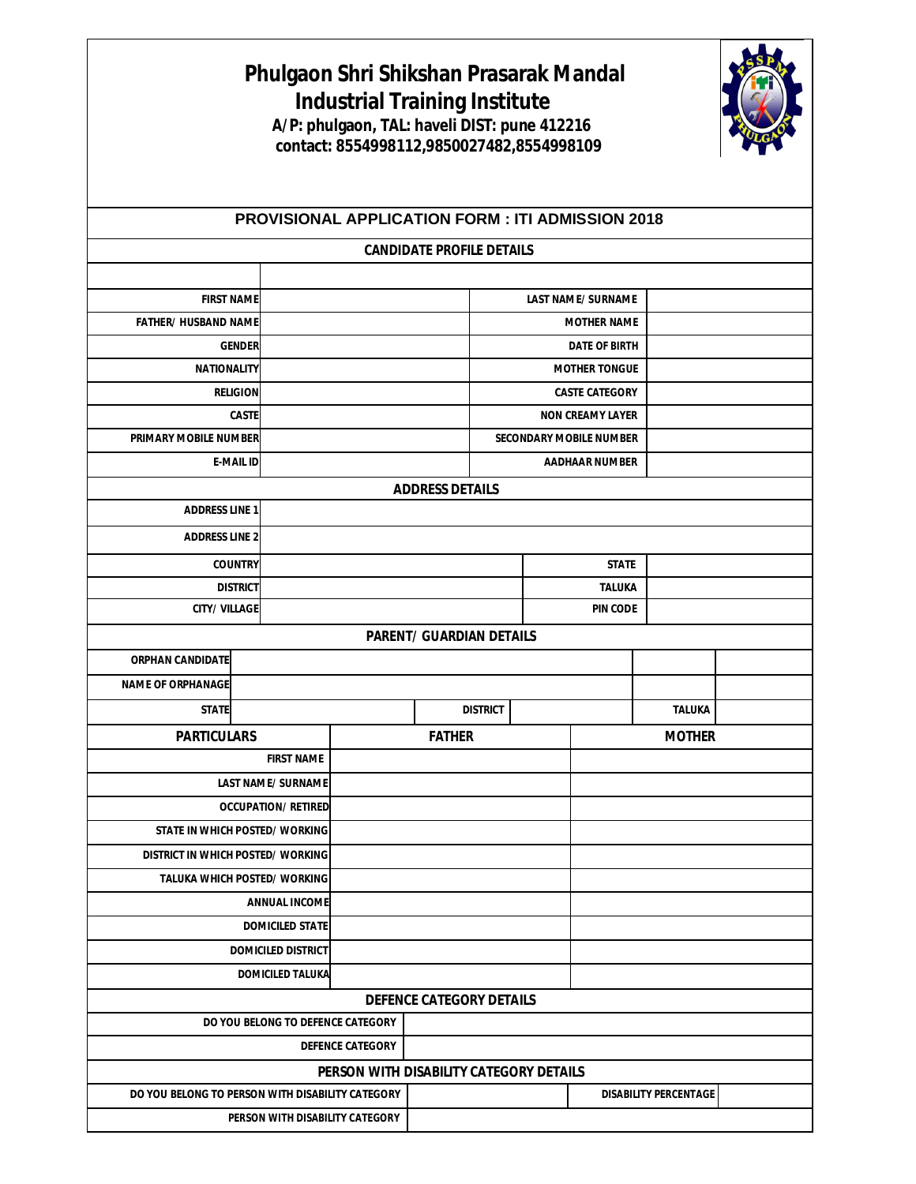# Phulgaon Shri Shikshan Prasarak Mandal
## Industrial Training Institute

**A/P: phulgaon, TAL: haveli DIST: pune 412216**
**contact: 8554998112,9850027482,8554998109**

## PROVISIONAL APPLICATION FORM : ITI ADMISSION 2018

### CANDIDATE PROFILE DETAILS

| | | | |
|---|---|---|---|
| FIRST NAME | | LAST NAME/ SURNAME | |
| FATHER/ HUSBAND NAME | | MOTHER NAME | |
| GENDER | | DATE OF BIRTH | |
| NATIONALITY | | MOTHER TONGUE | |
| RELIGION | | CASTE CATEGORY | |
| CASTE | | NON CREAMY LAYER | |
| PRIMARY MOBILE NUMBER | | SECONDARY MOBILE NUMBER | |
| E-MAIL ID | | AADHAAR NUMBER | |

### ADDRESS DETAILS

| | | | |
|---|---|---|---|
| ADDRESS LINE 1 | | | |
| ADDRESS LINE 2 | | | |
| COUNTRY | | STATE | |
| DISTRICT | | TALUKA | |
| CITY/ VILLAGE | | PIN CODE | |

### PARENT/ GUARDIAN DETAILS

| | | | | | |
|---|---|---|---|---|---|
| ORPHAN CANDIDATE | | | | | |
| NAME OF ORPHANAGE | | | | | |
| STATE | | DISTRICT | | TALUKA | |

| PARTICULARS | FATHER | MOTHER |
|---|---|---|
| FIRST NAME | | |
| LAST NAME/ SURNAME | | |
| OCCUPATION/ RETIRED | | |
| STATE IN WHICH POSTED/ WORKING | | |
| DISTRICT IN WHICH POSTED/ WORKING | | |
| TALUKA WHICH POSTED/ WORKING | | |
| ANNUAL INCOME | | |
| DOMICILED STATE | | |
| DOMICILED DISTRICT | | |
| DOMICILED TALUKA | | |

### DEFENCE CATEGORY DETAILS

| | |
|---|---|
| DO YOU BELONG TO DEFENCE CATEGORY | |
| DEFENCE CATEGORY | |

### PERSON WITH DISABILITY CATEGORY DETAILS

| | | | |
|---|---|---|---|
| DO YOU BELONG TO PERSON WITH DISABILITY CATEGORY | | DISABILITY PERCENTAGE | |
| PERSON WITH DISABILITY CATEGORY | | | |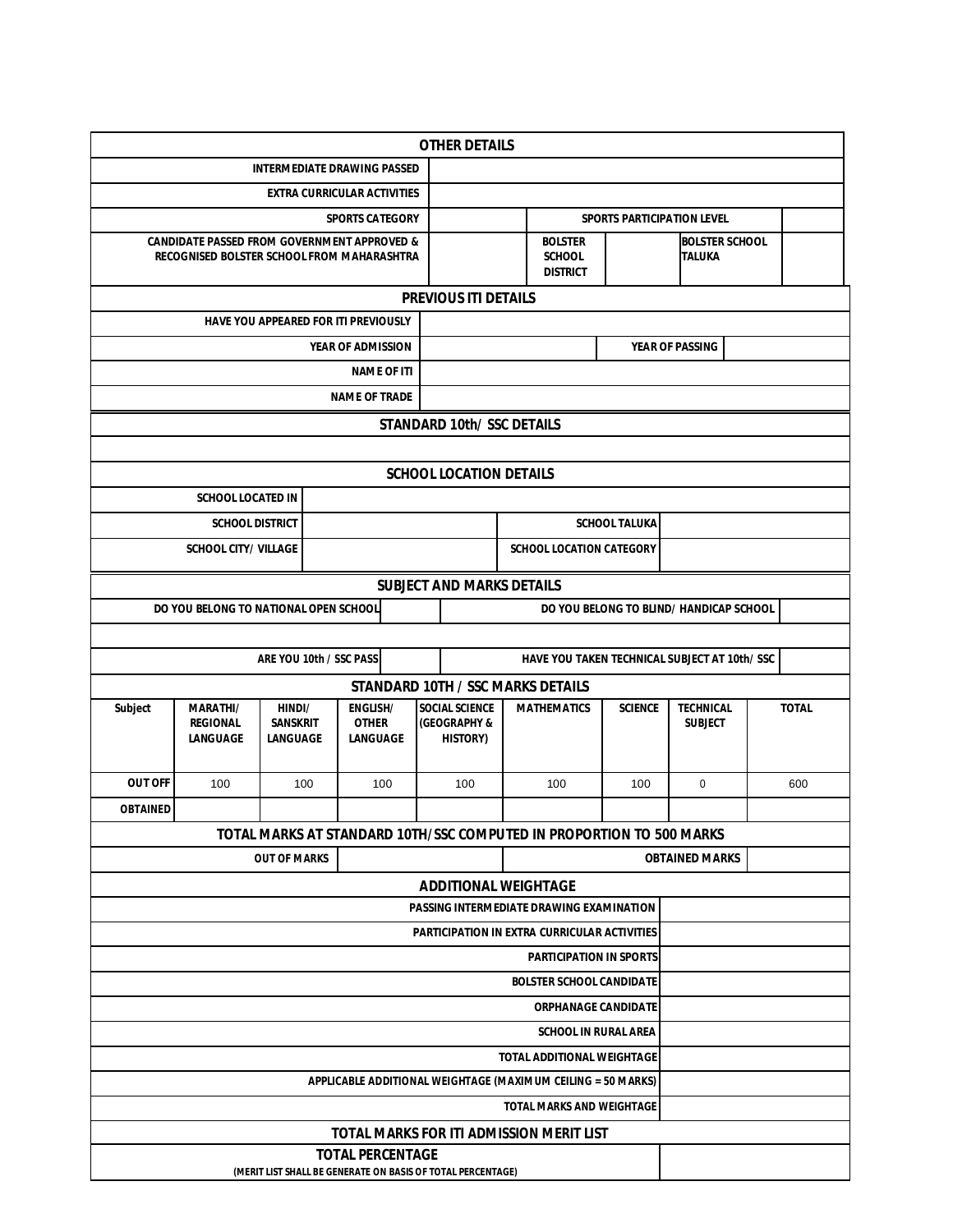## OTHER DETAILS

| | | | | | |
|---|---|---|---|---|---|
| INTERMEDIATE DRAWING PASSED | | | | | |
| EXTRA CURRICULAR ACTIVITIES | | | | | |
| SPORTS CATEGORY | | SPORTS PARTICIPATION LEVEL | | | |
| CANDIDATE PASSED FROM GOVERNMENT APPROVED & RECOGNISED BOLSTER SCHOOL FROM MAHARASHTRA | | BOLSTER SCHOOL DISTRICT | | BOLSTER SCHOOL TALUKA | |

## PREVIOUS ITI DETAILS

| | | | |
|---|---|---|---|
| HAVE YOU APPEARED FOR ITI PREVIOUSLY | | | |
| YEAR OF ADMISSION | | YEAR OF PASSING | |
| NAME OF ITI | | | |
| NAME OF TRADE | | | |

## STANDARD 10th/ SSC DETAILS

## SCHOOL LOCATION DETAILS

| | | | |
|---|---|---|---|
| SCHOOL LOCATED IN | | | |
| SCHOOL DISTRICT | | SCHOOL TALUKA | |
| SCHOOL CITY/ VILLAGE | | SCHOOL LOCATION CATEGORY | |

## SUBJECT AND MARKS DETAILS

| | | | |
|---|---|---|---|
| DO YOU BELONG TO NATIONAL OPEN SCHOOL | | DO YOU BELONG TO BLIND/ HANDICAP SCHOOL | |
| ARE YOU 10th / SSC PASS | | HAVE YOU TAKEN TECHNICAL SUBJECT AT 10th/ SSC | |

## STANDARD 10TH / SSC MARKS DETAILS

| Subject | MARATHI/ REGIONAL LANGUAGE | HINDI/ SANSKRIT LANGUAGE | ENGLISH/ OTHER LANGUAGE | SOCIAL SCIENCE (GEOGRAPHY & HISTORY) | MATHEMATICS | SCIENCE | TECHNICAL SUBJECT | TOTAL |
|---|---|---|---|---|---|---|---|---|
| OUT OFF | 100 | 100 | 100 | 100 | 100 | 100 | 0 | 600 |
| OBTAINED | | | | | | | | |

## TOTAL MARKS AT STANDARD 10TH/SSC COMPUTED IN PROPORTION TO 500 MARKS

| | | | |
|---|---|---|---|
| OUT OF MARKS | | OBTAINED MARKS | |

## ADDITIONAL WEIGHTAGE

| | |
|---|---|
| PASSING INTERMEDIATE DRAWING EXAMINATION | |
| PARTICIPATION IN EXTRA CURRICULAR ACTIVITIES | |
| PARTICIPATION IN SPORTS | |
| BOLSTER SCHOOL CANDIDATE | |
| ORPHANAGE CANDIDATE | |
| SCHOOL IN RURAL AREA | |
| TOTAL ADDITIONAL WEIGHTAGE | |
| APPLICABLE ADDITIONAL WEIGHTAGE (MAXIMUM CEILING = 50 MARKS) | |
| TOTAL MARKS AND WEIGHTAGE | |

## TOTAL MARKS FOR ITI ADMISSION MERIT LIST

| | |
|---|---|
| **TOTAL PERCENTAGE** (MERIT LIST SHALL BE GENERATE ON BASIS OF TOTAL PERCENTAGE) | |